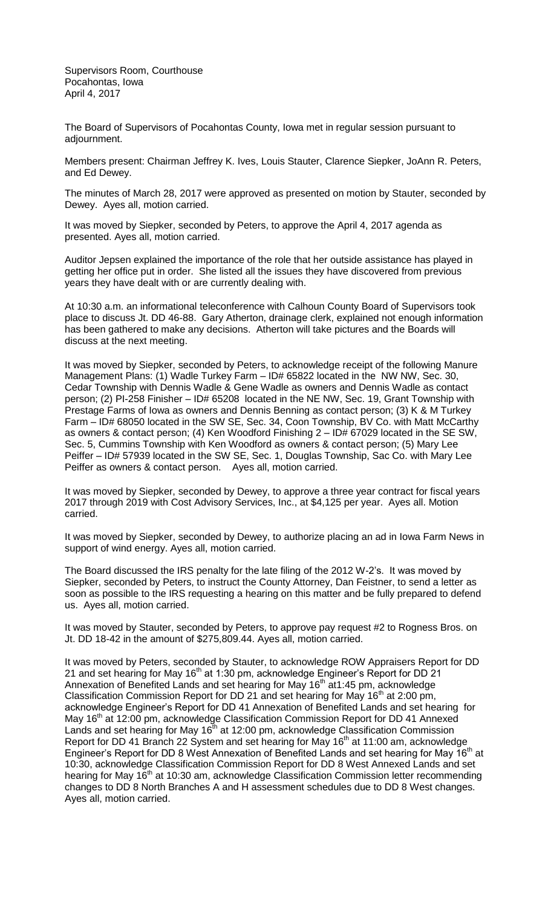Supervisors Room, Courthouse
Pocahontas, Iowa
April 4, 2017

The Board of Supervisors of Pocahontas County, Iowa met in regular session pursuant to adjournment.

Members present: Chairman Jeffrey K. Ives, Louis Stauter, Clarence Siepker, JoAnn R. Peters, and Ed Dewey.

The minutes of March 28, 2017 were approved as presented on motion by Stauter, seconded by Dewey. Ayes all, motion carried.

It was moved by Siepker, seconded by Peters, to approve the April 4, 2017 agenda as presented. Ayes all, motion carried.

Auditor Jepsen explained the importance of the role that her outside assistance has played in getting her office put in order. She listed all the issues they have discovered from previous years they have dealt with or are currently dealing with.

At 10:30 a.m. an informational teleconference with Calhoun County Board of Supervisors took place to discuss Jt. DD 46-88. Gary Atherton, drainage clerk, explained not enough information has been gathered to make any decisions. Atherton will take pictures and the Boards will discuss at the next meeting.

It was moved by Siepker, seconded by Peters, to acknowledge receipt of the following Manure Management Plans: (1) Wadle Turkey Farm – ID# 65822 located in the NW NW, Sec. 30, Cedar Township with Dennis Wadle & Gene Wadle as owners and Dennis Wadle as contact person; (2) PI-258 Finisher – ID# 65208 located in the NE NW, Sec. 19, Grant Township with Prestage Farms of Iowa as owners and Dennis Benning as contact person; (3) K & M Turkey Farm – ID# 68050 located in the SW SE, Sec. 34, Coon Township, BV Co. with Matt McCarthy as owners & contact person; (4) Ken Woodford Finishing 2 – ID# 67029 located in the SE SW, Sec. 5, Cummins Township with Ken Woodford as owners & contact person; (5) Mary Lee Peiffer – ID# 57939 located in the SW SE, Sec. 1, Douglas Township, Sac Co. with Mary Lee Peiffer as owners & contact person. Ayes all, motion carried.

It was moved by Siepker, seconded by Dewey, to approve a three year contract for fiscal years 2017 through 2019 with Cost Advisory Services, Inc., at $4,125 per year. Ayes all. Motion carried.

It was moved by Siepker, seconded by Dewey, to authorize placing an ad in Iowa Farm News in support of wind energy. Ayes all, motion carried.

The Board discussed the IRS penalty for the late filing of the 2012 W-2's. It was moved by Siepker, seconded by Peters, to instruct the County Attorney, Dan Feistner, to send a letter as soon as possible to the IRS requesting a hearing on this matter and be fully prepared to defend us. Ayes all, motion carried.

It was moved by Stauter, seconded by Peters, to approve pay request #2 to Rogness Bros. on Jt. DD 18-42 in the amount of $275,809.44. Ayes all, motion carried.

It was moved by Peters, seconded by Stauter, to acknowledge ROW Appraisers Report for DD 21 and set hearing for May 16th at 1:30 pm, acknowledge Engineer's Report for DD 21 Annexation of Benefited Lands and set hearing for May 16th at1:45 pm, acknowledge Classification Commission Report for DD 21 and set hearing for May 16th at 2:00 pm, acknowledge Engineer's Report for DD 41 Annexation of Benefited Lands and set hearing for May 16th at 12:00 pm, acknowledge Classification Commission Report for DD 41 Annexed Lands and set hearing for May 16th at 12:00 pm, acknowledge Classification Commission Report for DD 41 Branch 22 System and set hearing for May 16th at 11:00 am, acknowledge Engineer's Report for DD 8 West Annexation of Benefited Lands and set hearing for May 16th at 10:30, acknowledge Classification Commission Report for DD 8 West Annexed Lands and set hearing for May 16th at 10:30 am, acknowledge Classification Commission letter recommending changes to DD 8 North Branches A and H assessment schedules due to DD 8 West changes. Ayes all, motion carried.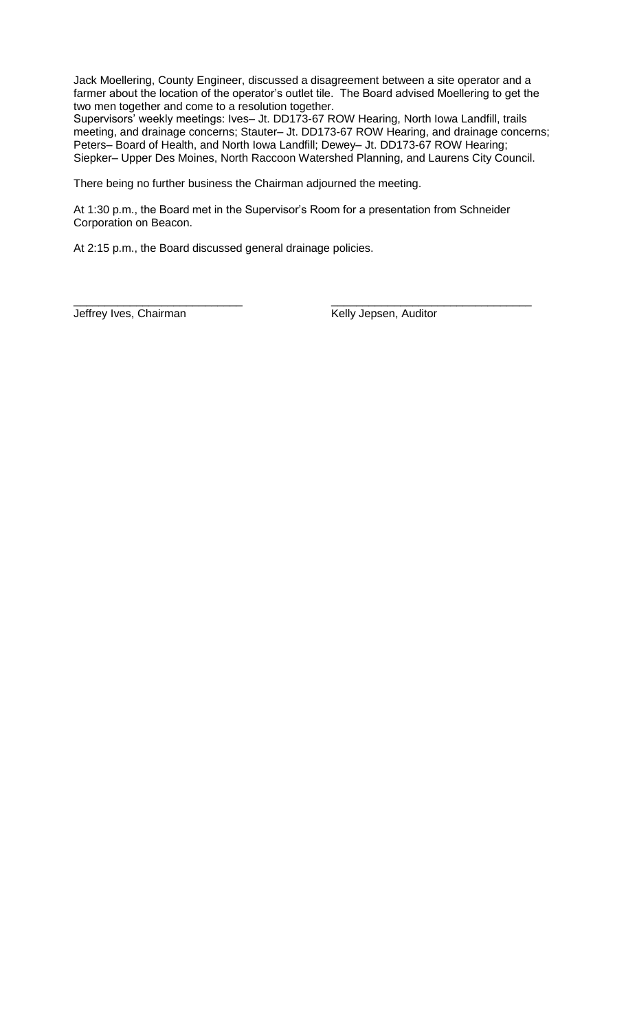Jack Moellering, County Engineer, discussed a disagreement between a site operator and a farmer about the location of the operator's outlet tile. The Board advised Moellering to get the two men together and come to a resolution together.

Supervisors' weekly meetings: Ives– Jt. DD173-67 ROW Hearing, North Iowa Landfill, trails meeting, and drainage concerns; Stauter– Jt. DD173-67 ROW Hearing, and drainage concerns; Peters– Board of Health, and North Iowa Landfill; Dewey– Jt. DD173-67 ROW Hearing; Siepker– Upper Des Moines, North Raccoon Watershed Planning, and Laurens City Council.

There being no further business the Chairman adjourned the meeting.

At 1:30 p.m., the Board met in the Supervisor's Room for a presentation from Schneider Corporation on Beacon.

At 2:15 p.m., the Board discussed general drainage policies.

\_\_\_\_\_\_\_\_\_\_\_\_\_\_\_\_\_\_\_\_\_\_\_\_\_\_\_ 
Jeffrey Ives, Chairman

\_\_\_\_\_\_\_\_\_\_\_\_\_\_\_\_\_\_\_\_\_\_\_\_\_\_\_\_\_\_\_\_ 
Kelly Jepsen, Auditor